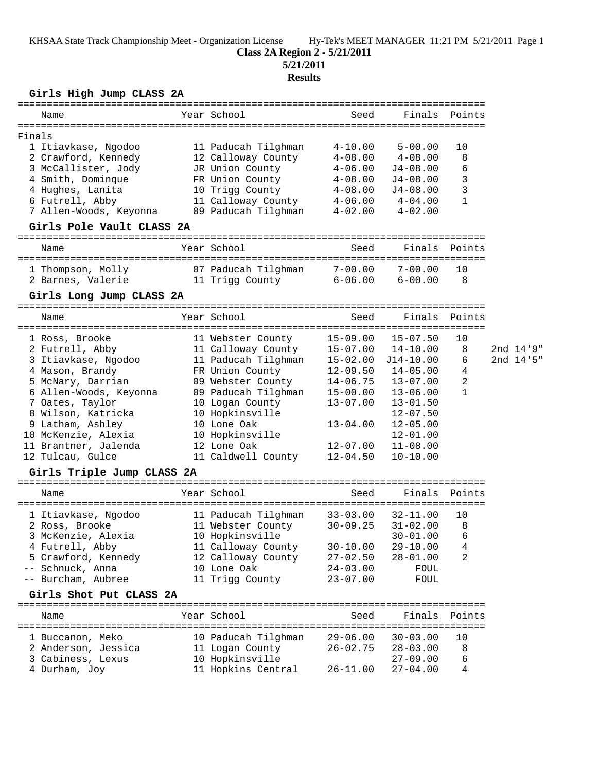KHSAA State Track Championship Meet - Organization License    Hy-Tek's MEET MANAGER 11:21 PM 5/21/2011 Page 1

# Class 2A Region 2 - 5/21/2011

**5/21/2011**

**Results**

## Girls High Jump CLASS 2A

| | Name | Year | School | Seed | Finals | Points |
|---|---|---|---|---|---|---|
| Finals | | | | | | |
| 1 | Itiavkase, Ngodoo | 11 | Paducah Tilghman | 4-10.00 | 5-00.00 | 10 |
| 2 | Crawford, Kennedy | 12 | Calloway County | 4-08.00 | 4-08.00 | 8 |
| 3 | McCallister, Jody | JR | Union County | 4-06.00 | J4-08.00 | 6 |
| 4 | Smith, Dominque | FR | Union County | 4-08.00 | J4-08.00 | 3 |
| 4 | Hughes, Lanita | 10 | Trigg County | 4-08.00 | J4-08.00 | 3 |
| 6 | Futrell, Abby | 11 | Calloway County | 4-06.00 | 4-04.00 | 1 |
| 7 | Allen-Woods, Keyonna | 09 | Paducah Tilghman | 4-02.00 | 4-02.00 | |

## Girls Pole Vault CLASS 2A

| | Name | Year | School | Seed | Finals | Points |
|---|---|---|---|---|---|---|
| 1 | Thompson, Molly | 07 | Paducah Tilghman | 7-00.00 | 7-00.00 | 10 |
| 2 | Barnes, Valerie | 11 | Trigg County | 6-06.00 | 6-00.00 | 8 |

## Girls Long Jump CLASS 2A

| | Name | Year | School | Seed | Finals | Points | |
|---|---|---|---|---|---|---|---|
| 1 | Ross, Brooke | 11 | Webster County | 15-09.00 | 15-07.50 | 10 | |
| 2 | Futrell, Abby | 11 | Calloway County | 15-07.00 | 14-10.00 | 8 | 2nd 14'9" |
| 3 | Itiavkase, Ngodoo | 11 | Paducah Tilghman | 15-02.00 | J14-10.00 | 6 | 2nd 14'5" |
| 4 | Mason, Brandy | FR | Union County | 12-09.50 | 14-05.00 | 4 | |
| 5 | McNary, Darrian | 09 | Webster County | 14-06.75 | 13-07.00 | 2 | |
| 6 | Allen-Woods, Keyonna | 09 | Paducah Tilghman | 15-00.00 | 13-06.00 | 1 | |
| 7 | Oates, Taylor | 10 | Logan County | 13-07.00 | 13-01.50 | | |
| 8 | Wilson, Katricka | 10 | Hopkinsville | | 12-07.50 | | |
| 9 | Latham, Ashley | 10 | Lone Oak | 13-04.00 | 12-05.00 | | |
| 10 | McKenzie, Alexia | 10 | Hopkinsville | | 12-01.00 | | |
| 11 | Brantner, Jalenda | 12 | Lone Oak | 12-07.00 | 11-08.00 | | |
| 12 | Tulcau, Gulce | 11 | Caldwell County | 12-04.50 | 10-10.00 | | |

## Girls Triple Jump CLASS 2A

| | Name | Year | School | Seed | Finals | Points |
|---|---|---|---|---|---|---|
| 1 | Itiavkase, Ngodoo | 11 | Paducah Tilghman | 33-03.00 | 32-11.00 | 10 |
| 2 | Ross, Brooke | 11 | Webster County | 30-09.25 | 31-02.00 | 8 |
| 3 | McKenzie, Alexia | 10 | Hopkinsville | | 30-01.00 | 6 |
| 4 | Futrell, Abby | 11 | Calloway County | 30-10.00 | 29-10.00 | 4 |
| 5 | Crawford, Kennedy | 12 | Calloway County | 27-02.50 | 28-01.00 | 2 |
| -- | Schnuck, Anna | 10 | Lone Oak | 24-03.00 | FOUL | |
| -- | Burcham, Aubree | 11 | Trigg County | 23-07.00 | FOUL | |

## Girls Shot Put CLASS 2A

| | Name | Year | School | Seed | Finals | Points |
|---|---|---|---|---|---|---|
| 1 | Buccanon, Meko | 10 | Paducah Tilghman | 29-06.00 | 30-03.00 | 10 |
| 2 | Anderson, Jessica | 11 | Logan County | 26-02.75 | 28-03.00 | 8 |
| 3 | Cabiness, Lexus | 10 | Hopkinsville | | 27-09.00 | 6 |
| 4 | Durham, Joy | 11 | Hopkins Central | 26-11.00 | 27-04.00 | 4 |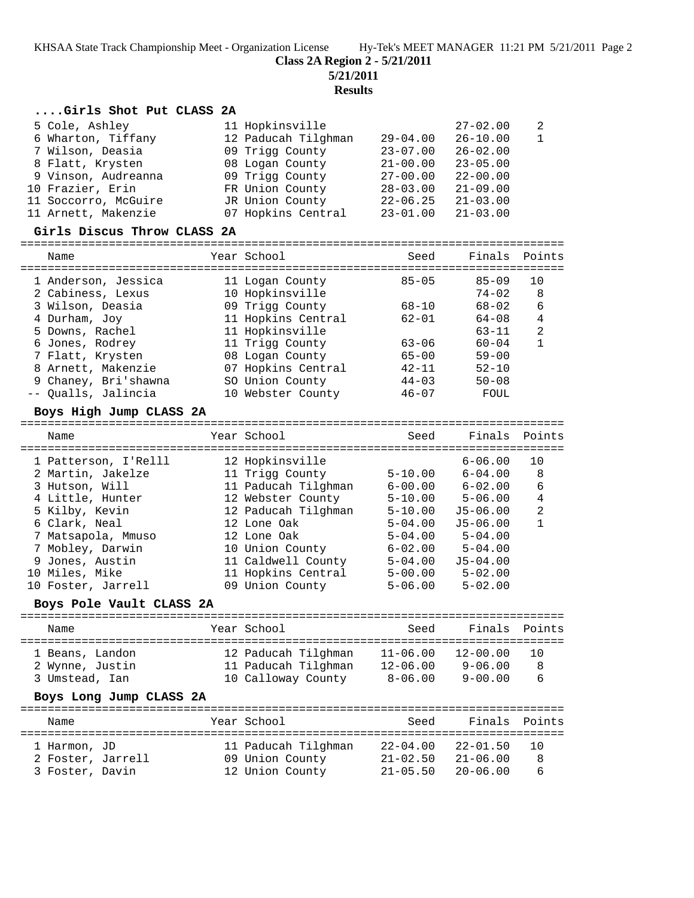**Class 2A Region 2 - 5/21/2011**

**5/21/2011**

**Results**

### ....Girls Shot Put CLASS 2A

| Name | Year School | Seed | Finals | Points |
|---|---|---|---|---|
| 5 Cole, Ashley | 11 Hopkinsville | | 27-02.00 | 2 |
| 6 Wharton, Tiffany | 12 Paducah Tilghman | 29-04.00 | 26-10.00 | 1 |
| 7 Wilson, Deasia | 09 Trigg County | 23-07.00 | 26-02.00 | |
| 8 Flatt, Krysten | 08 Logan County | 21-00.00 | 23-05.00 | |
| 9 Vinson, Audreanna | 09 Trigg County | 27-00.00 | 22-00.00 | |
| 10 Frazier, Erin | FR Union County | 28-03.00 | 21-09.00 | |
| 11 Soccorro, McGuire | JR Union County | 22-06.25 | 21-03.00 | |
| 11 Arnett, Makenzie | 07 Hopkins Central | 23-01.00 | 21-03.00 | |

### Girls Discus Throw CLASS 2A

| Name | Year School | Seed | Finals | Points |
|---|---|---|---|---|
| 1 Anderson, Jessica | 11 Logan County | 85-05 | 85-09 | 10 |
| 2 Cabiness, Lexus | 10 Hopkinsville | | 74-02 | 8 |
| 3 Wilson, Deasia | 09 Trigg County | 68-10 | 68-02 | 6 |
| 4 Durham, Joy | 11 Hopkins Central | 62-01 | 64-08 | 4 |
| 5 Downs, Rachel | 11 Hopkinsville | | 63-11 | 2 |
| 6 Jones, Rodrey | 11 Trigg County | 63-06 | 60-04 | 1 |
| 7 Flatt, Krysten | 08 Logan County | 65-00 | 59-00 | |
| 8 Arnett, Makenzie | 07 Hopkins Central | 42-11 | 52-10 | |
| 9 Chaney, Bri'shawna | SO Union County | 44-03 | 50-08 | |
| -- Qualls, Jalincia | 10 Webster County | 46-07 | FOUL | |

### Boys High Jump CLASS 2A

| Name | Year School | Seed | Finals | Points |
|---|---|---|---|---|
| 1 Patterson, I'Relll | 12 Hopkinsville | | 6-06.00 | 10 |
| 2 Martin, Jakelze | 11 Trigg County | 5-10.00 | 6-04.00 | 8 |
| 3 Hutson, Will | 11 Paducah Tilghman | 6-00.00 | 6-02.00 | 6 |
| 4 Little, Hunter | 12 Webster County | 5-10.00 | 5-06.00 | 4 |
| 5 Kilby, Kevin | 12 Paducah Tilghman | 5-10.00 | J5-06.00 | 2 |
| 6 Clark, Neal | 12 Lone Oak | 5-04.00 | J5-06.00 | 1 |
| 7 Matsapola, Mmuso | 12 Lone Oak | 5-04.00 | 5-04.00 | |
| 7 Mobley, Darwin | 10 Union County | 6-02.00 | 5-04.00 | |
| 9 Jones, Austin | 11 Caldwell County | 5-04.00 | J5-04.00 | |
| 10 Miles, Mike | 11 Hopkins Central | 5-00.00 | 5-02.00 | |
| 10 Foster, Jarrell | 09 Union County | 5-06.00 | 5-02.00 | |

### Boys Pole Vault CLASS 2A

| Name | Year School | Seed | Finals | Points |
|---|---|---|---|---|
| 1 Beans, Landon | 12 Paducah Tilghman | 11-06.00 | 12-00.00 | 10 |
| 2 Wynne, Justin | 11 Paducah Tilghman | 12-06.00 | 9-06.00 | 8 |
| 3 Umstead, Ian | 10 Calloway County | 8-06.00 | 9-00.00 | 6 |

### Boys Long Jump CLASS 2A

| Name | Year School | Seed | Finals | Points |
|---|---|---|---|---|
| 1 Harmon, JD | 11 Paducah Tilghman | 22-04.00 | 22-01.50 | 10 |
| 2 Foster, Jarrell | 09 Union County | 21-02.50 | 21-06.00 | 8 |
| 3 Foster, Davin | 12 Union County | 21-05.50 | 20-06.00 | 6 |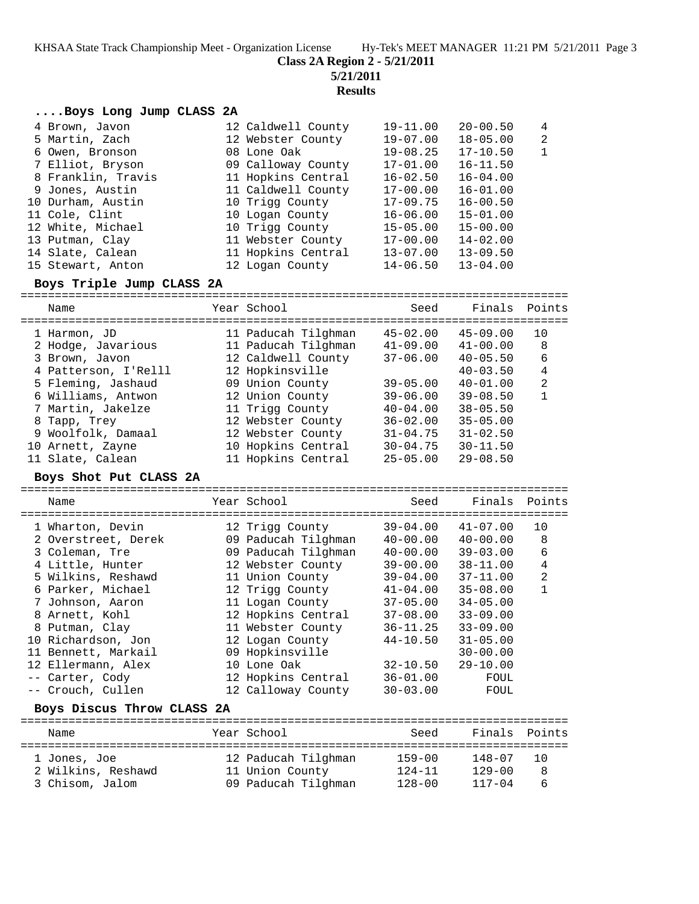**Class 2A Region 2 - 5/21/2011**

**5/21/2011**

**Results**

### ....Boys Long Jump CLASS 2A

| Name | Year | School | Seed | Finals | Points |
|---|---|---|---|---|---|
| 4 Brown, Javon | 12 | Caldwell County | 19-11.00 | 20-00.50 | 4 |
| 5 Martin, Zach | 12 | Webster County | 19-07.00 | 18-05.00 | 2 |
| 6 Owen, Bronson | 08 | Lone Oak | 19-08.25 | 17-10.50 | 1 |
| 7 Elliot, Bryson | 09 | Calloway County | 17-01.00 | 16-11.50 | |
| 8 Franklin, Travis | 11 | Hopkins Central | 16-02.50 | 16-04.00 | |
| 9 Jones, Austin | 11 | Caldwell County | 17-00.00 | 16-01.00 | |
| 10 Durham, Austin | 10 | Trigg County | 17-09.75 | 16-00.50 | |
| 11 Cole, Clint | 10 | Logan County | 16-06.00 | 15-01.00 | |
| 12 White, Michael | 10 | Trigg County | 15-05.00 | 15-00.00 | |
| 13 Putman, Clay | 11 | Webster County | 17-00.00 | 14-02.00 | |
| 14 Slate, Calean | 11 | Hopkins Central | 13-07.00 | 13-09.50 | |
| 15 Stewart, Anton | 12 | Logan County | 14-06.50 | 13-04.00 | |

### Boys Triple Jump CLASS 2A

| Name | Year | School | Seed | Finals | Points |
|---|---|---|---|---|---|
| 1 Harmon, JD | 11 | Paducah Tilghman | 45-02.00 | 45-09.00 | 10 |
| 2 Hodge, Javarious | 11 | Paducah Tilghman | 41-09.00 | 41-00.00 | 8 |
| 3 Brown, Javon | 12 | Caldwell County | 37-06.00 | 40-05.50 | 6 |
| 4 Patterson, I'Relll | 12 | Hopkinsville | | 40-03.50 | 4 |
| 5 Fleming, Jashaud | 09 | Union County | 39-05.00 | 40-01.00 | 2 |
| 6 Williams, Antwon | 12 | Union County | 39-06.00 | 39-08.50 | 1 |
| 7 Martin, Jakelze | 11 | Trigg County | 40-04.00 | 38-05.50 | |
| 8 Tapp, Trey | 12 | Webster County | 36-02.00 | 35-05.00 | |
| 9 Woolfolk, Damaal | 12 | Webster County | 31-04.75 | 31-02.50 | |
| 10 Arnett, Zayne | 10 | Hopkins Central | 30-04.75 | 30-11.50 | |
| 11 Slate, Calean | 11 | Hopkins Central | 25-05.00 | 29-08.50 | |

### Boys Shot Put CLASS 2A

| Name | Year | School | Seed | Finals | Points |
|---|---|---|---|---|---|
| 1 Wharton, Devin | 12 | Trigg County | 39-04.00 | 41-07.00 | 10 |
| 2 Overstreet, Derek | 09 | Paducah Tilghman | 40-00.00 | 40-00.00 | 8 |
| 3 Coleman, Tre | 09 | Paducah Tilghman | 40-00.00 | 39-03.00 | 6 |
| 4 Little, Hunter | 12 | Webster County | 39-00.00 | 38-11.00 | 4 |
| 5 Wilkins, Reshawd | 11 | Union County | 39-04.00 | 37-11.00 | 2 |
| 6 Parker, Michael | 12 | Trigg County | 41-04.00 | 35-08.00 | 1 |
| 7 Johnson, Aaron | 11 | Logan County | 37-05.00 | 34-05.00 | |
| 8 Arnett, Kohl | 12 | Hopkins Central | 37-08.00 | 33-09.00 | |
| 8 Putman, Clay | 11 | Webster County | 36-11.25 | 33-09.00 | |
| 10 Richardson, Jon | 12 | Logan County | 44-10.50 | 31-05.00 | |
| 11 Bennett, Markail | 09 | Hopkinsville | | 30-00.00 | |
| 12 Ellermann, Alex | 10 | Lone Oak | 32-10.50 | 29-10.00 | |
| -- Carter, Cody | 12 | Hopkins Central | 36-01.00 | FOUL | |
| -- Crouch, Cullen | 12 | Calloway County | 30-03.00 | FOUL | |

### Boys Discus Throw CLASS 2A

| Name | Year | School | Seed | Finals | Points |
|---|---|---|---|---|---|
| 1 Jones, Joe | 12 | Paducah Tilghman | 159-00 | 148-07 | 10 |
| 2 Wilkins, Reshawd | 11 | Union County | 124-11 | 129-00 | 8 |
| 3 Chisom, Jalom | 09 | Paducah Tilghman | 128-00 | 117-04 | 6 |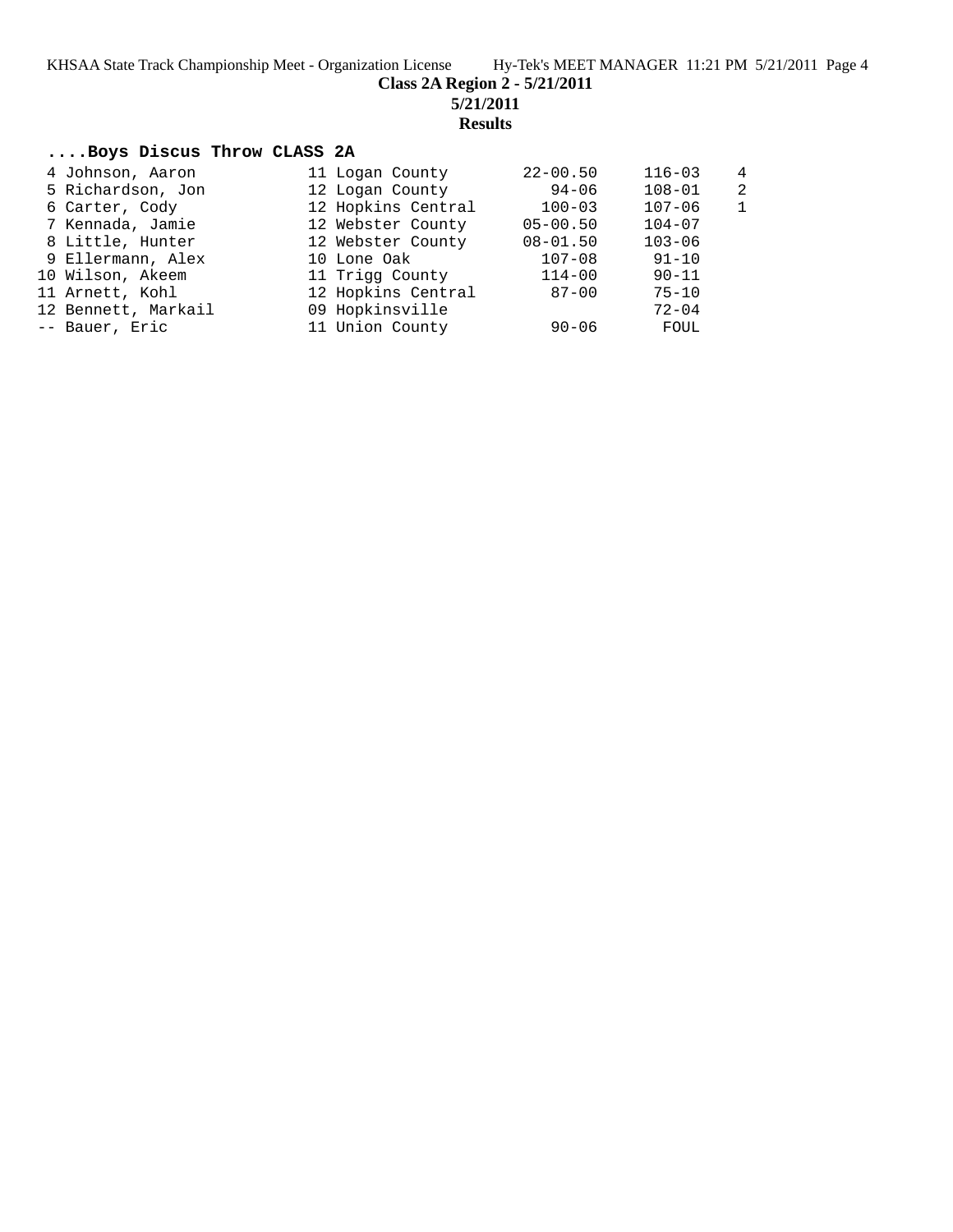**Class 2A Region 2 - 5/21/2011**

**5/21/2011**

**Results**

### ....Boys Discus Throw CLASS 2A

| | | | | | | |
|---|---|---|---|---|---|---|
| 4 | Johnson, Aaron | 11 | Logan County | 22-00.50 | 116-03 | 4 |
| 5 | Richardson, Jon | 12 | Logan County | 94-06 | 108-01 | 2 |
| 6 | Carter, Cody | 12 | Hopkins Central | 100-03 | 107-06 | 1 |
| 7 | Kennada, Jamie | 12 | Webster County | 05-00.50 | 104-07 | |
| 8 | Little, Hunter | 12 | Webster County | 08-01.50 | 103-06 | |
| 9 | Ellermann, Alex | 10 | Lone Oak | 107-08 | 91-10 | |
| 10 | Wilson, Akeem | 11 | Trigg County | 114-00 | 90-11 | |
| 11 | Arnett, Kohl | 12 | Hopkins Central | 87-00 | 75-10 | |
| 12 | Bennett, Markail | 09 | Hopkinsville | | 72-04 | |
| -- | Bauer, Eric | 11 | Union County | 90-06 | FOUL | |